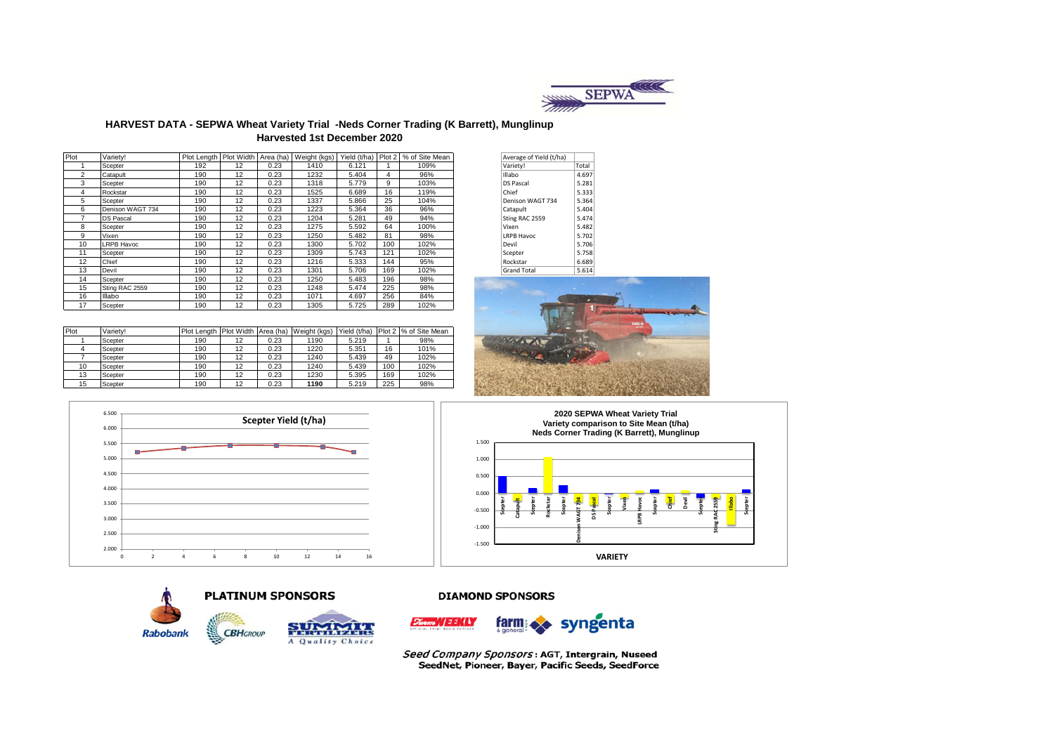SEPWA

## HARVEST DATA - SEPWA Wheat Variety Trial -Neds Corner Trading (K Barrett), Munglinup

### Harvested 1st December 2020

| Plot | Variety! | Plot Length | Plot Width | Area (ha) | Weight (kgs) | Yield (t/ha) | Plot 2 | % of Site Mean |
|---|---|---|---|---|---|---|---|---|
| 1 | Scepter | 192 | 12 | 0.23 | 1410 | 6.121 | 1 | 109% |
| 2 | Catapult | 190 | 12 | 0.23 | 1232 | 5.404 | 4 | 96% |
| 3 | Scepter | 190 | 12 | 0.23 | 1318 | 5.779 | 9 | 103% |
| 4 | Rockstar | 190 | 12 | 0.23 | 1525 | 6.689 | 16 | 119% |
| 5 | Scepter | 190 | 12 | 0.23 | 1337 | 5.866 | 25 | 104% |
| 6 | Denison WAGT 734 | 190 | 12 | 0.23 | 1223 | 5.364 | 36 | 96% |
| 7 | DS Pascal | 190 | 12 | 0.23 | 1204 | 5.281 | 49 | 94% |
| 8 | Scepter | 190 | 12 | 0.23 | 1275 | 5.592 | 64 | 100% |
| 9 | Vixen | 190 | 12 | 0.23 | 1250 | 5.482 | 81 | 98% |
| 10 | LRPB Havoc | 190 | 12 | 0.23 | 1300 | 5.702 | 100 | 102% |
| 11 | Scepter | 190 | 12 | 0.23 | 1309 | 5.743 | 121 | 102% |
| 12 | Chief | 190 | 12 | 0.23 | 1216 | 5.333 | 144 | 95% |
| 13 | Devil | 190 | 12 | 0.23 | 1301 | 5.706 | 169 | 102% |
| 14 | Scepter | 190 | 12 | 0.23 | 1250 | 5.483 | 196 | 98% |
| 15 | Sting RAC 2559 | 190 | 12 | 0.23 | 1248 | 5.474 | 225 | 98% |
| 16 | Illabo | 190 | 12 | 0.23 | 1071 | 4.697 | 256 | 84% |
| 17 | Scepter | 190 | 12 | 0.23 | 1305 | 5.725 | 289 | 102% |

| Average of Yield (t/ha) | |
|---|---|
| Variety! | Total |
| Illabo | 4.697 |
| DS Pascal | 5.281 |
| Chief | 5.333 |
| Denison WAGT 734 | 5.364 |
| Catapult | 5.404 |
| Sting RAC 2559 | 5.474 |
| Vixen | 5.482 |
| LRPB Havoc | 5.702 |
| Devil | 5.706 |
| Scepter | 5.758 |
| Rockstar | 6.689 |
| Grand Total | 5.614 |

| Plot | Variety! | Plot Length | Plot Width | Area (ha) | Weight (kgs) | Yield (t/ha) | Plot 2 | % of Site Mean |
|---|---|---|---|---|---|---|---|---|
| 1 | Scepter | 190 | 12 | 0.23 | 1190 | 5.219 | 1 | 98% |
| 4 | Scepter | 190 | 12 | 0.23 | 1220 | 5.351 | 16 | 101% |
| 7 | Scepter | 190 | 12 | 0.23 | 1240 | 5.439 | 49 | 102% |
| 10 | Scepter | 190 | 12 | 0.23 | 1240 | 5.439 | 100 | 102% |
| 13 | Scepter | 190 | 12 | 0.23 | 1230 | 5.395 | 169 | 102% |
| 15 | Scepter | 190 | 12 | 0.23 | **1190** | 5.219 | 225 | 98% |

**Scepter Yield (t/ha)**

**2020 SEPWA Wheat Variety Trial**
**Variety comparison to Site Mean (t/ha)**
**Neds Corner Trading (K Barrett), Munglinup**

**PLATINUM SPONSORS**

Rabobank, CBH Group, Summit Fertilizers – A Quality Choice

**DIAMOND SPONSORS**

Farm Weekly, farm & general, syngenta

*Seed Company Sponsors* : AGT, Intergrain, Nuseed SeedNet, Pioneer, Bayer, Pacific Seeds, SeedForce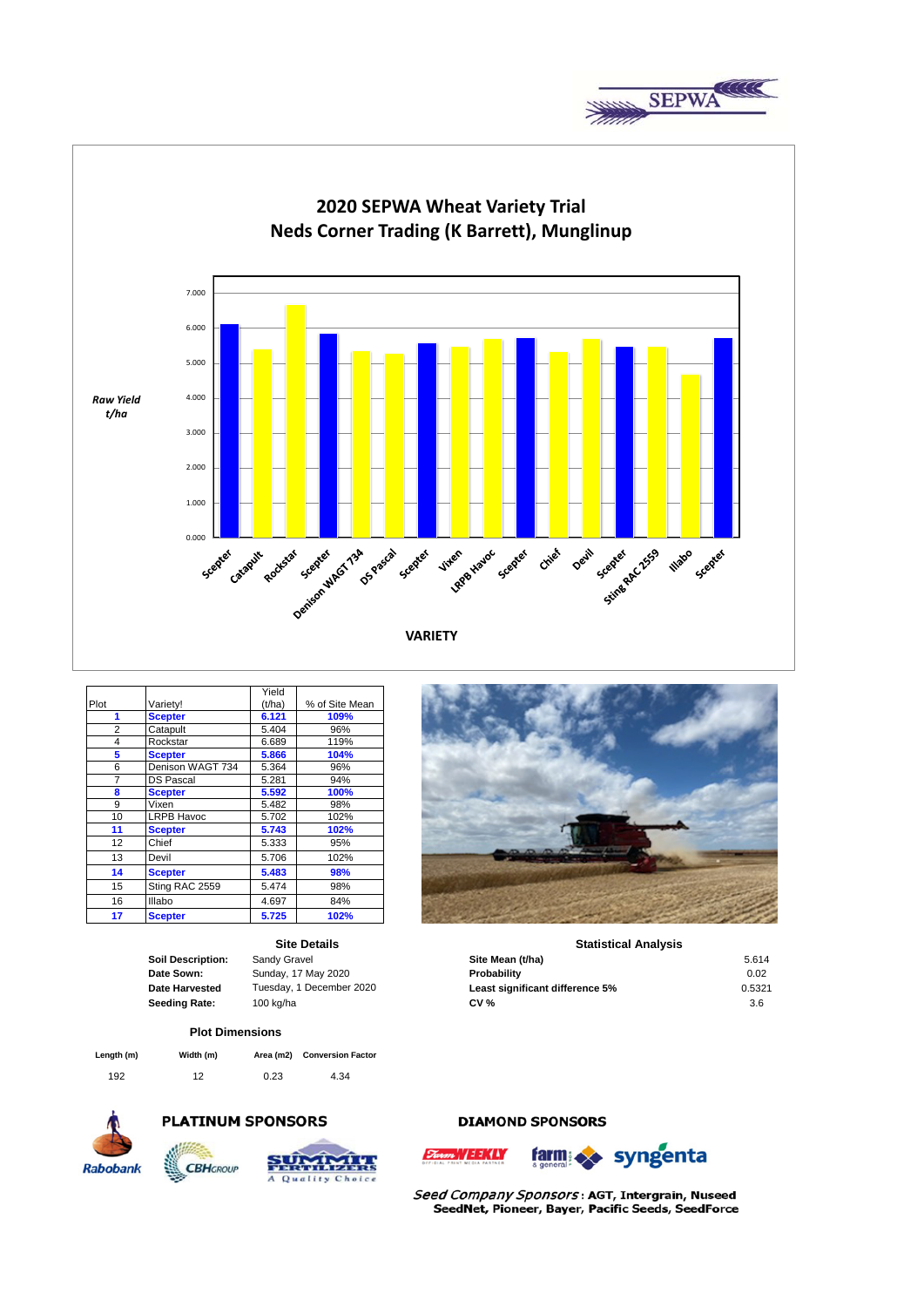# 2020 SEPWA Wheat Variety Trial
## Neds Corner Trading (K Barrett), Munglinup

Raw Yield t/ha

VARIETY

| Plot | Variety! | Yield (t/ha) | % of Site Mean |
|---|---|---|---|
| **1** | **Scepter** | **6.121** | **109%** |
| 2 | Catapult | 5.404 | 96% |
| 4 | Rockstar | 6.689 | 119% |
| **5** | **Scepter** | **5.866** | **104%** |
| 6 | Denison WAGT 734 | 5.364 | 96% |
| 7 | DS Pascal | 5.281 | 94% |
| **8** | **Scepter** | **5.592** | **100%** |
| 9 | Vixen | 5.482 | 98% |
| 10 | LRPB Havoc | 5.702 | 102% |
| **11** | **Scepter** | **5.743** | **102%** |
| 12 | Chief | 5.333 | 95% |
| 13 | Devil | 5.706 | 102% |
| **14** | **Scepter** | **5.483** | **98%** |
| 15 | Sting RAC 2559 | 5.474 | 98% |
| 16 | Illabo | 4.697 | 84% |
| **17** | **Scepter** | **5.725** | **102%** |

### Site Details

| | |
|---|---|
| **Soil Description:** | Sandy Gravel |
| **Date Sown:** | Sunday, 17 May 2020 |
| **Date Harvested** | Tuesday, 1 December 2020 |
| **Seeding Rate:** | 100 kg/ha |

### Statistical Analysis

| | |
|---|---|
| **Site Mean (t/ha)** | 5.614 |
| **Probability** | 0.02 |
| **Least significant difference 5%** | 0.5321 |
| **CV %** | 3.6 |

### Plot Dimensions

| Length (m) | Width (m) | Area (m2) | Conversion Factor |
|---|---|---|---|
| 192 | 12 | 0.23 | 4.34 |

**PLATINUM SPONSORS**

Rabobank, CBH Group, Summit Fertilizers

**DIAMOND SPONSORS**

Farm Weekly, farm & general, syngenta

*Seed Company Sponsors*: **AGT, Intergrain, Nuseed SeedNet, Pioneer, Bayer, Pacific Seeds, SeedForce**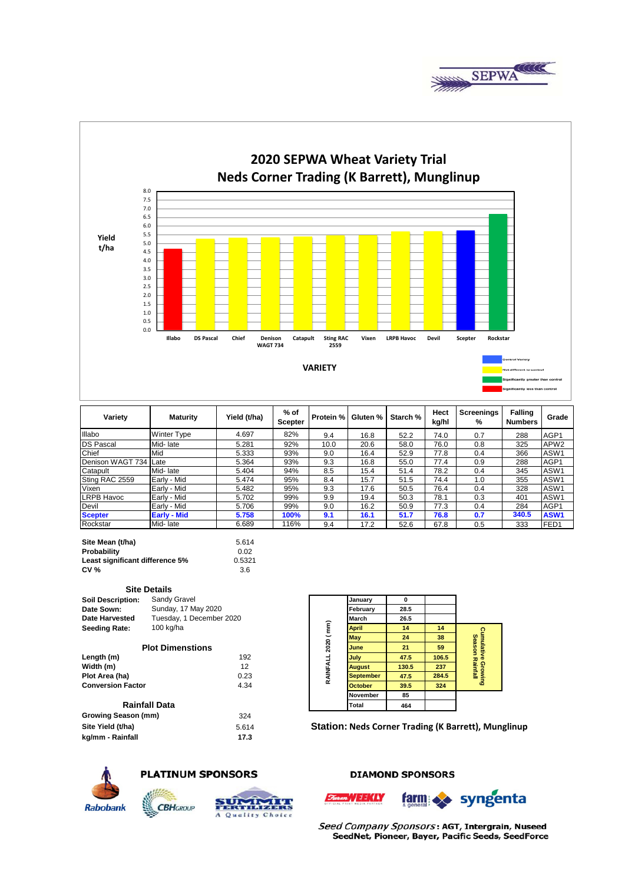# 2020 SEPWA Wheat Variety Trial

## Neds Corner Trading (K Barrett), Munglinup

Yield t/ha

8.0
7.5
7.0
6.5
6.0
5.5
5.0
4.5
4.0
3.5
3.0
2.5
2.0
1.5
1.0
0.5
0.0

Illabo
DS Pascal
Chief
Denison WAGT 734
Catapult
Sting RAC 2559
Vixen
LRPB Havoc
Devil
Scepter
Rockstar

VARIETY

Control Variety
Not different to control
Significantly greater than control
Significantly less than control

| Variety | Maturity | Yield (t/ha) | % of Scepter | Protein % | Gluten % | Starch % | Hect kg/hl | Screenings % | Falling Numbers | Grade |
|---|---|---|---|---|---|---|---|---|---|---|
| Illabo | Winter Type | 4.697 | 82% | 9.4 | 16.8 | 52.2 | 74.0 | 0.7 | 288 | AGP1 |
| DS Pascal | Mid- late | 5.281 | 92% | 10.0 | 20.6 | 58.0 | 76.0 | 0.8 | 325 | APW2 |
| Chief | Mid | 5.333 | 93% | 9.0 | 16.4 | 52.9 | 77.8 | 0.4 | 366 | ASW1 |
| Denison WAGT 734 | Late | 5.364 | 93% | 9.3 | 16.8 | 55.0 | 77.4 | 0.9 | 288 | AGP1 |
| Catapult | Mid- late | 5.404 | 94% | 8.5 | 15.4 | 51.4 | 78.2 | 0.4 | 345 | ASW1 |
| Sting RAC 2559 | Early - Mid | 5.474 | 95% | 8.4 | 15.7 | 51.5 | 74.4 | 1.0 | 355 | ASW1 |
| Vixen | Early - Mid | 5.482 | 95% | 9.3 | 17.6 | 50.5 | 76.4 | 0.4 | 328 | ASW1 |
| LRPB Havoc | Early - Mid | 5.702 | 99% | 9.9 | 19.4 | 50.3 | 78.1 | 0.3 | 401 | ASW1 |
| Devil | Early - Mid | 5.706 | 99% | 9.0 | 16.2 | 50.9 | 77.3 | 0.4 | 284 | AGP1 |
| **Scepter** | **Early - Mid** | **5.758** | **100%** | **9.1** | **16.1** | **51.7** | **76.8** | **0.7** | **340.5** | **ASW1** |
| Rockstar | Mid- late | 6.689 | 116% | 9.4 | 17.2 | 52.6 | 67.8 | 0.5 | 333 | FED1 |

| | |
|---|---|
| **Site Mean (t/ha)** | 5.614 |
| **Probability** | 0.02 |
| **Least significant difference 5%** | 0.5321 |
| **CV %** | 3.6 |

### Site Details

| | |
|---|---|
| **Soil Description:** | Sandy Gravel |
| **Date Sown:** | Sunday, 17 May 2020 |
| **Date Harvested** | Tuesday, 1 December 2020 |
| **Seeding Rate:** | 100 kg/ha |

### Plot Dimenstions

| | |
|---|---|
| **Length (m)** | 192 |
| **Width (m)** | 12 |
| **Plot Area (ha)** | 0.23 |
| **Conversion Factor** | 4.34 |

### Rainfall Data

| | |
|---|---|
| **Growing Season (mm)** | 324 |
| **Site Yield (t/ha)** | 5.614 |
| **kg/mm - Rainfall** | **17.3** |

RAINFALL 2020 ( mm)

| Month | Rainfall | Cumulative Growing Season Rainfall |
|---|---|---|
| January | 0 | |
| February | 28.5 | |
| March | 26.5 | |
| April | 14 | 14 |
| May | 24 | 38 |
| June | 21 | 59 |
| July | 47.5 | 106.5 |
| August | 130.5 | 237 |
| September | 47.5 | 284.5 |
| October | 39.5 | 324 |
| November | 85 | |
| Total | 464 | |

**Station: Neds Corner Trading (K Barrett), Munglinup**

**PLATINUM SPONSORS**

Rabobank, CBH Group, Summit Fertilizers – A Quality Choice

**DIAMOND SPONSORS**

Farm Weekly, farm & general, syngenta

*Seed Company Sponsors*: **AGT, Intergrain, Nuseed SeedNet, Pioneer, Bayer, Pacific Seeds, SeedForce**